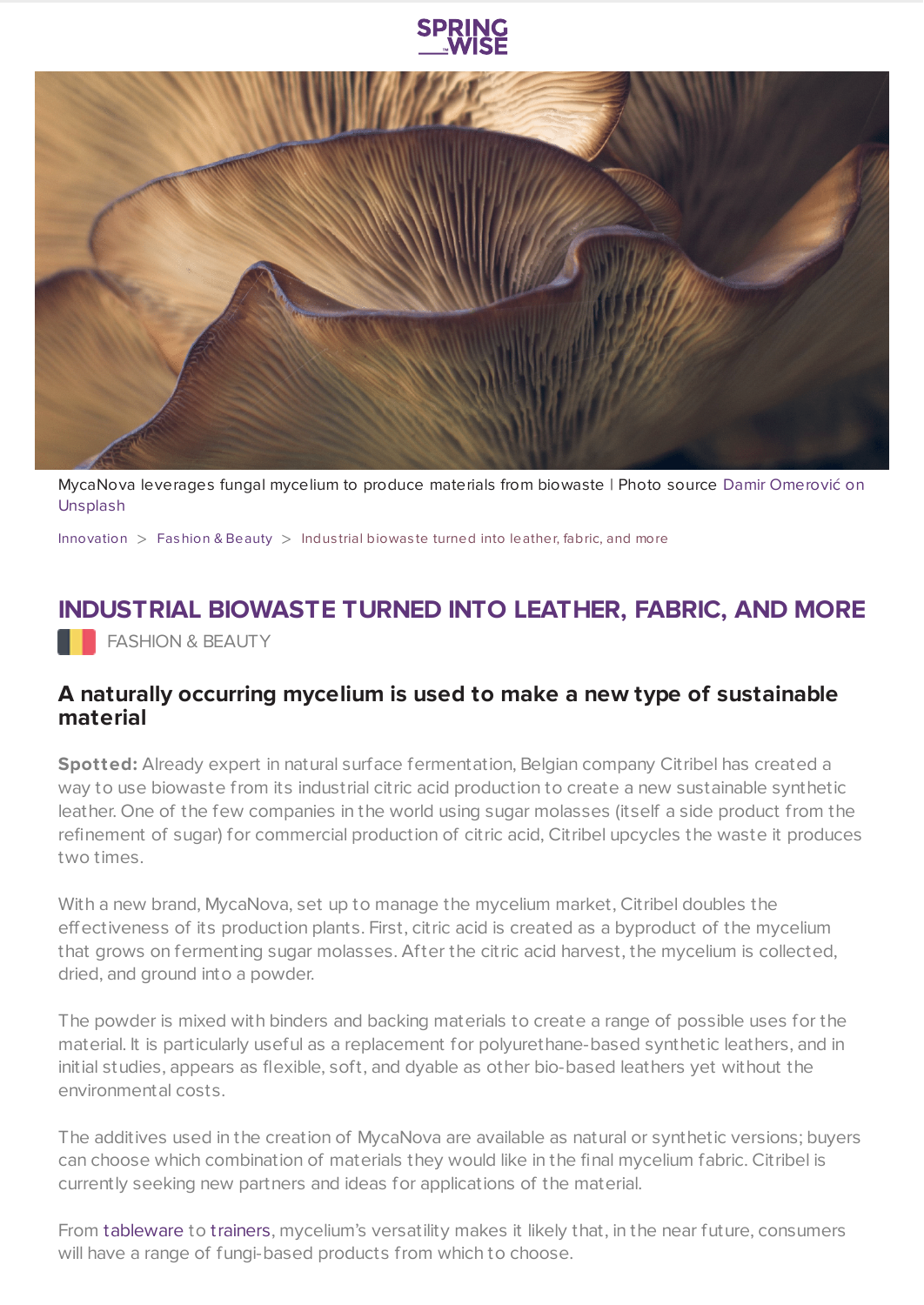MycaNova leverages fungal mycelium to produce materials from biowaste | Photo source Damir Omerović on Unsplash

Innovation > Fashion & Beauty > Industrial biowaste turned into leather, fabric, and more

# INDUSTRIAL BIOWASTE TURNED INTO LEATHER, FABRIC, AND MORE

FASHION & BEAUTY

## A naturally occurring mycelium is used to make a new type of sustainable material

**Spotted:** Already expert in natural surface fermentation, Belgian company Citribel has created a way to use biowaste from its industrial citric acid production to create a new sustainable synthetic leather. One of the few companies in the world using sugar molasses (itself a side product from the refinement of sugar) for commercial production of citric acid, Citribel upcycles the waste it produces two times.

With a new brand, MycaNova, set up to manage the mycelium market, Citribel doubles the effectiveness of its production plants. First, citric acid is created as a byproduct of the mycelium that grows on fermenting sugar molasses. After the citric acid harvest, the mycelium is collected, dried, and ground into a powder.

The powder is mixed with binders and backing materials to create a range of possible uses for the material. It is particularly useful as a replacement for polyurethane-based synthetic leathers, and in initial studies, appears as flexible, soft, and dyable as other bio-based leathers yet without the environmental costs.

The additives used in the creation of MycaNova are available as natural or synthetic versions; buyers can choose which combination of materials they would like in the final mycelium fabric. Citribel is currently seeking new partners and ideas for applications of the material.

From tableware to trainers, mycelium's versatility makes it likely that, in the near future, consumers will have a range of fungi-based products from which to choose.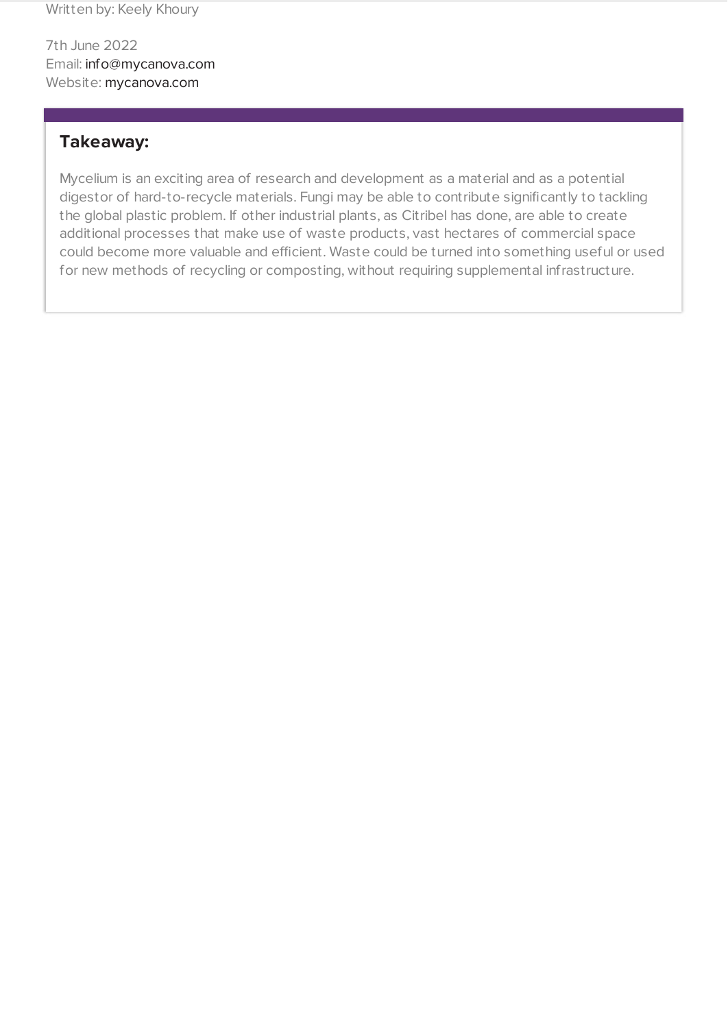Written by: Keely Khoury

7th June 2022
Email: info@mycanova.com
Website: mycanova.com

**Takeaway:**

Mycelium is an exciting area of research and development as a material and as a potential digestor of hard-to-recycle materials. Fungi may be able to contribute significantly to tackling the global plastic problem. If other industrial plants, as Citribel has done, are able to create additional processes that make use of waste products, vast hectares of commercial space could become more valuable and efficient. Waste could be turned into something useful or used for new methods of recycling or composting, without requiring supplemental infrastructure.